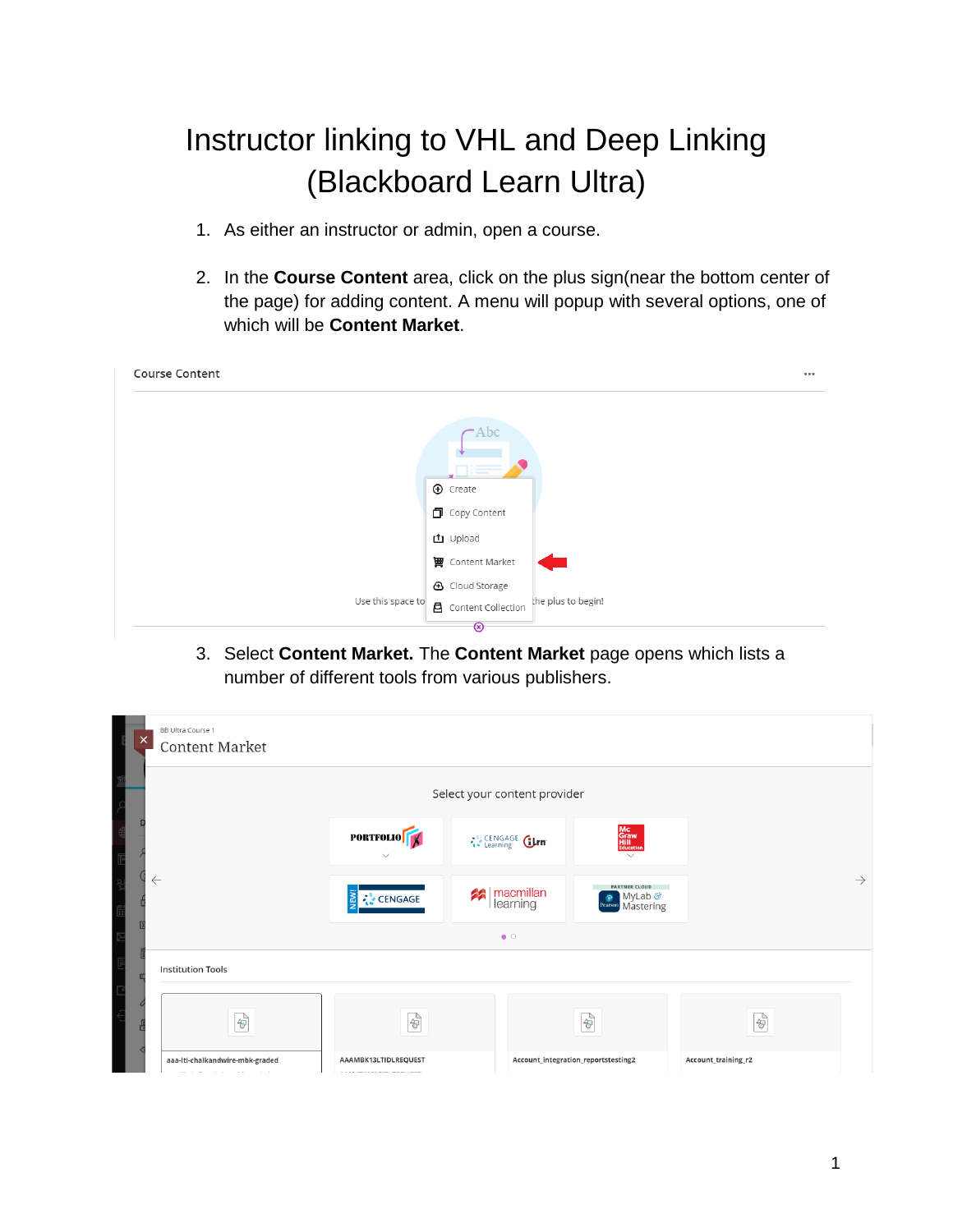# Instructor linking to VHL and Deep Linking (Blackboard Learn Ultra)

1. As either an instructor or admin, open a course.

2. In the **Course Content** area, click on the plus sign(near the bottom center of the page) for adding content. A menu will popup with several options, one of which will be **Content Market**.

3. Select **Content Market.** The **Content Market** page opens which lists a number of different tools from various publishers.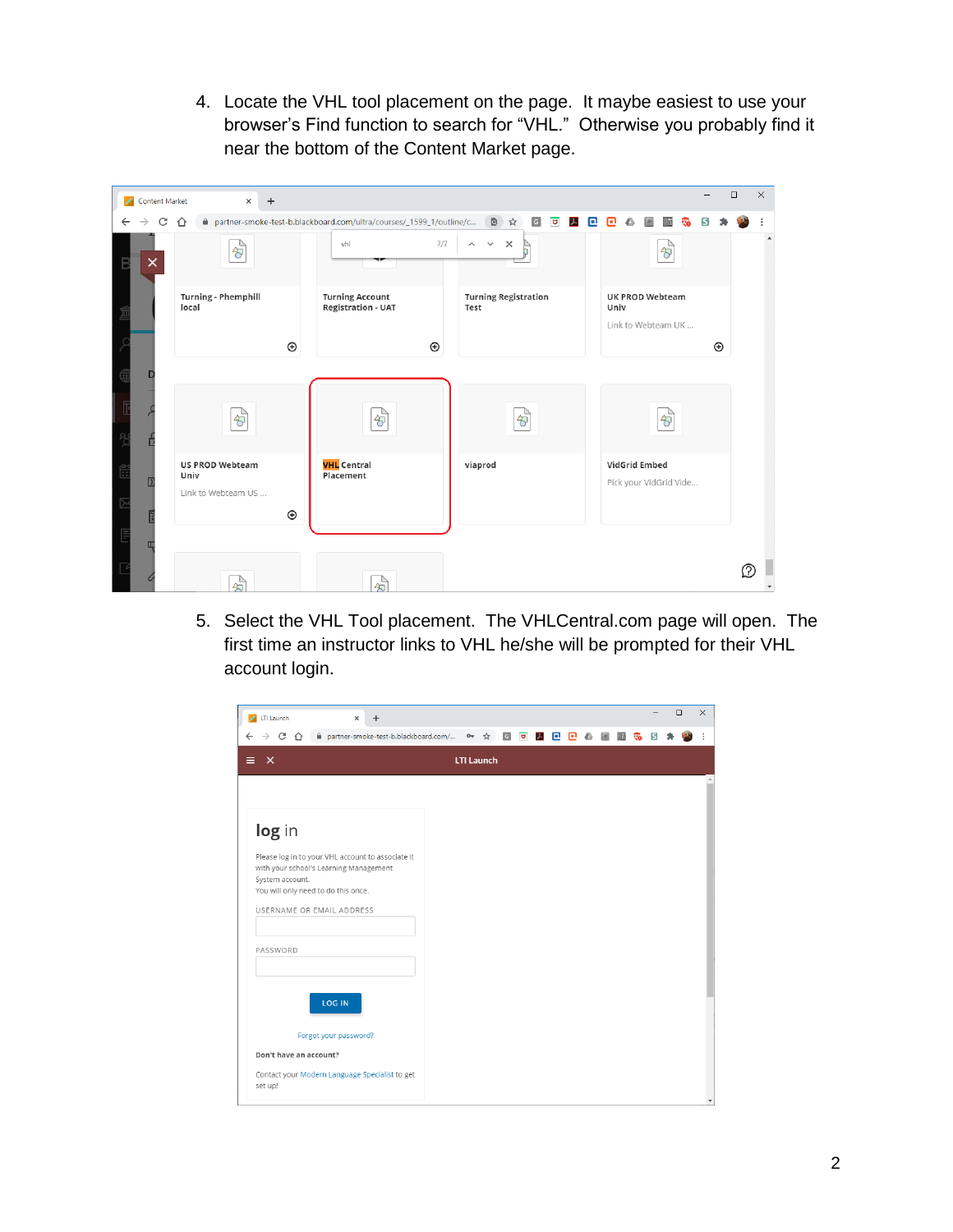4. Locate the VHL tool placement on the page. It maybe easiest to use your browser's Find function to search for "VHL." Otherwise you probably find it near the bottom of the Content Market page.

5. Select the VHL Tool placement. The VHLCentral.com page will open. The first time an instructor links to VHL he/she will be prompted for their VHL account login.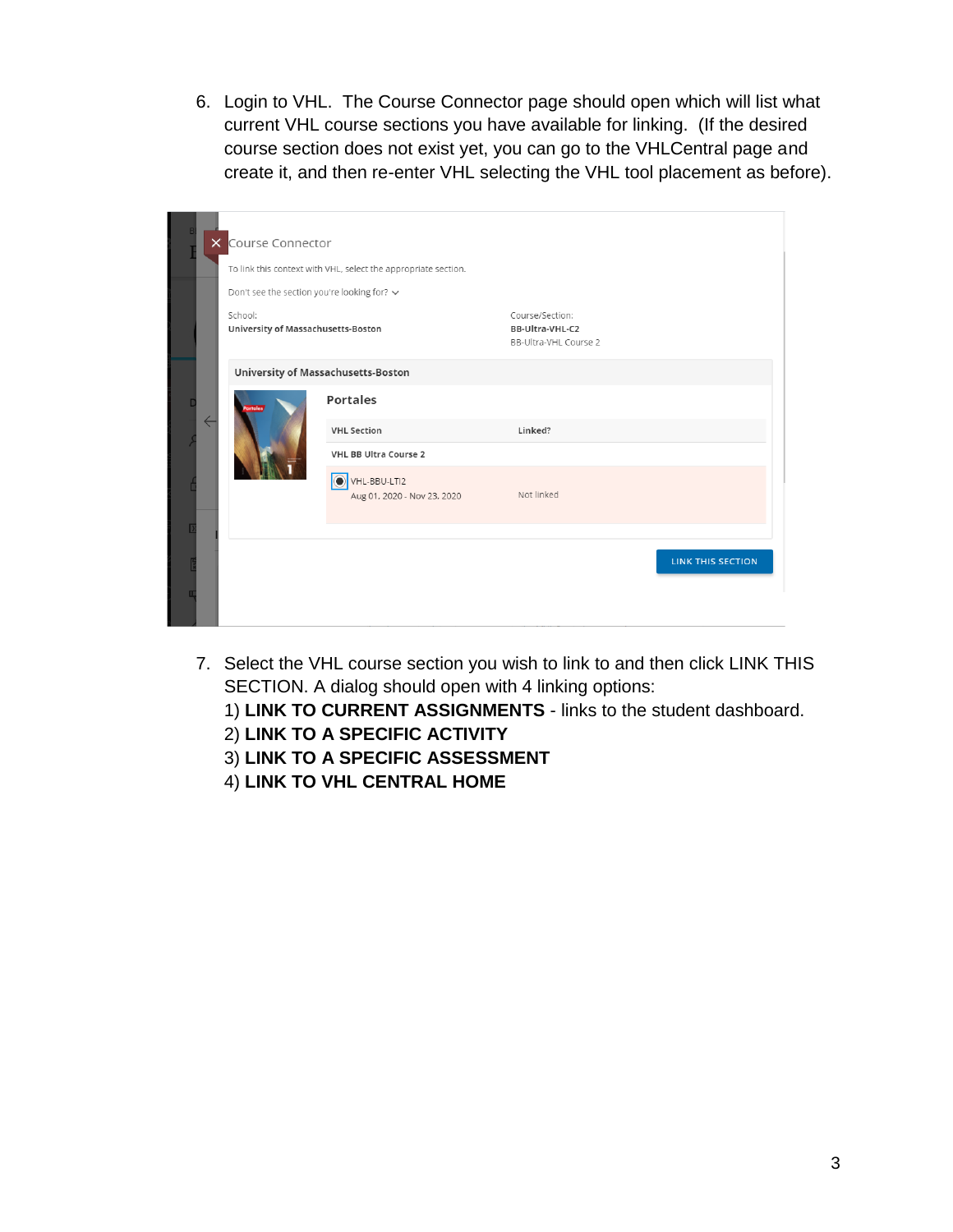6. Login to VHL. The Course Connector page should open which will list what current VHL course sections you have available for linking. (If the desired course section does not exist yet, you can go to the VHLCentral page and create it, and then re-enter VHL selecting the VHL tool placement as before).

7. Select the VHL course section you wish to link to and then click LINK THIS SECTION. A dialog should open with 4 linking options:
   1) **LINK TO CURRENT ASSIGNMENTS** - links to the student dashboard.
   2) **LINK TO A SPECIFIC ACTIVITY**
   3) **LINK TO A SPECIFIC ASSESSMENT**
   4) **LINK TO VHL CENTRAL HOME**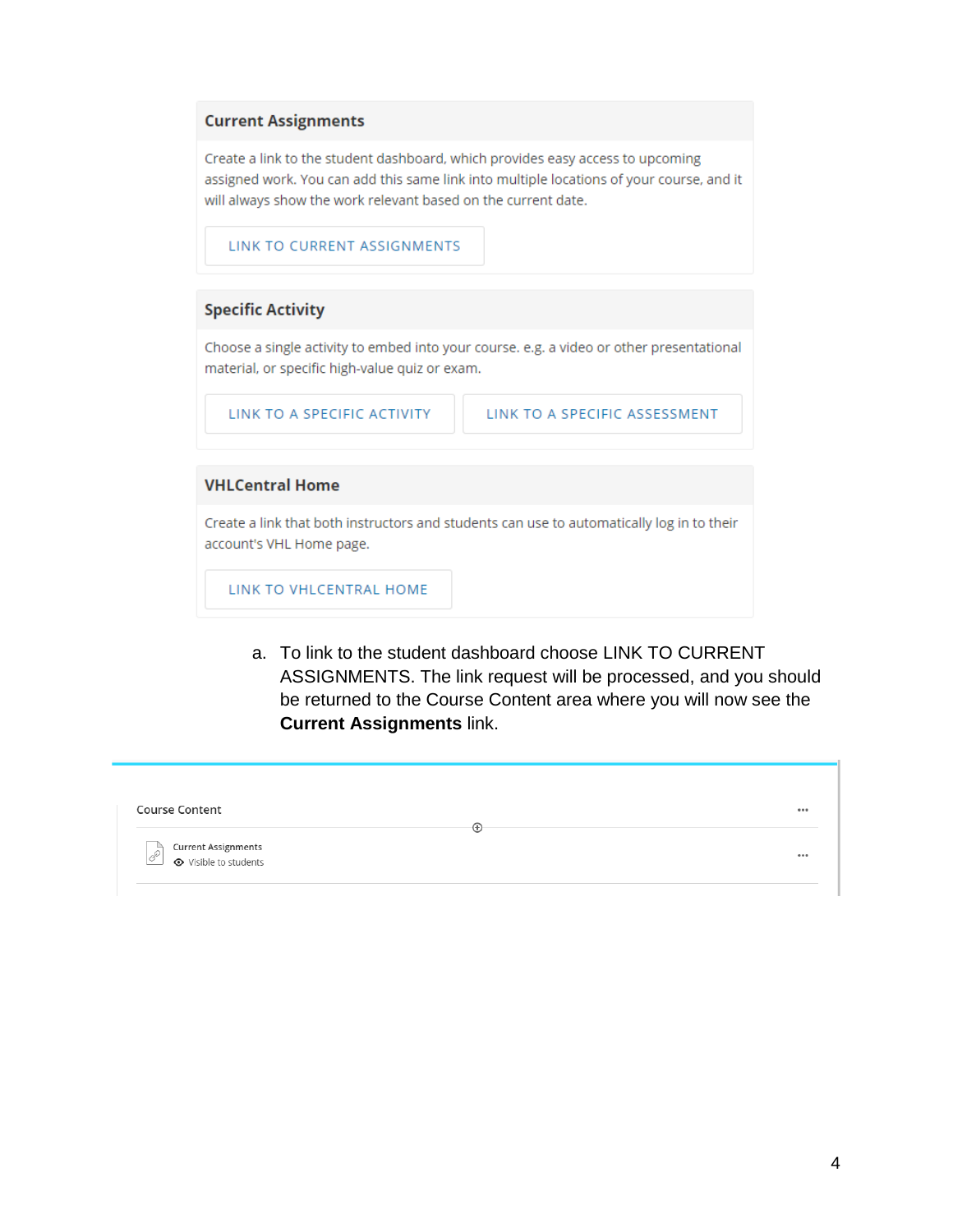**Current Assignments**

Create a link to the student dashboard, which provides easy access to upcoming assigned work. You can add this same link into multiple locations of your course, and it will always show the work relevant based on the current date.

LINK TO CURRENT ASSIGNMENTS

**Specific Activity**

Choose a single activity to embed into your course. e.g. a video or other presentational material, or specific high-value quiz or exam.

LINK TO A SPECIFIC ACTIVITY | LINK TO A SPECIFIC ASSESSMENT

**VHLCentral Home**

Create a link that both instructors and students can use to automatically log in to their account's VHL Home page.

LINK TO VHLCENTRAL HOME

a. To link to the student dashboard choose LINK TO CURRENT ASSIGNMENTS. The link request will be processed, and you should be returned to the Course Content area where you will now see the **Current Assignments** link.

Course Content

Current Assignments
Visible to students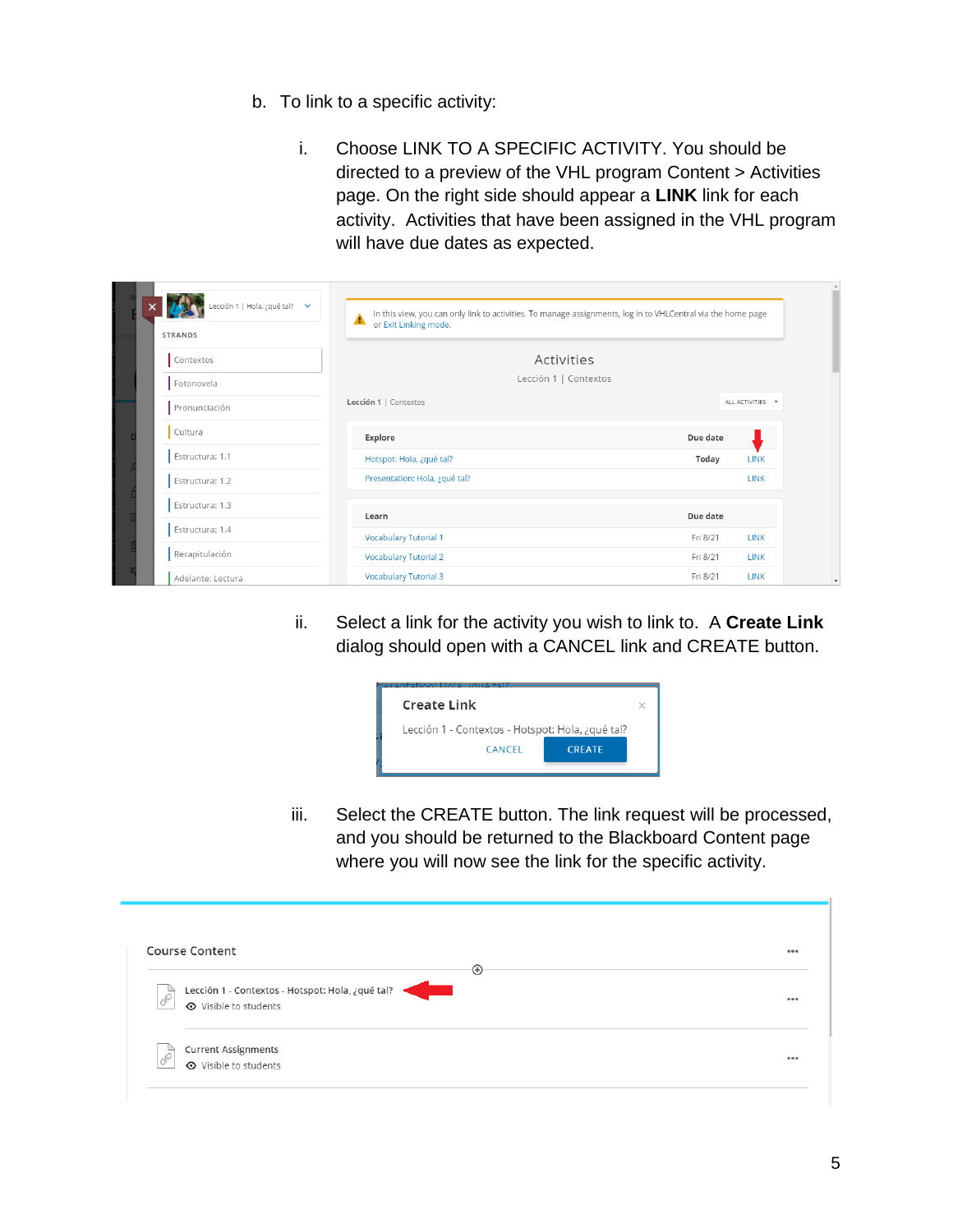b. To link to a specific activity:

i. Choose LINK TO A SPECIFIC ACTIVITY. You should be directed to a preview of the VHL program Content > Activities page. On the right side should appear a **LINK** link for each activity. Activities that have been assigned in the VHL program will have due dates as expected.

ii. Select a link for the activity you wish to link to. A **Create Link** dialog should open with a CANCEL link and CREATE button.

iii. Select the CREATE button. The link request will be processed, and you should be returned to the Blackboard Content page where you will now see the link for the specific activity.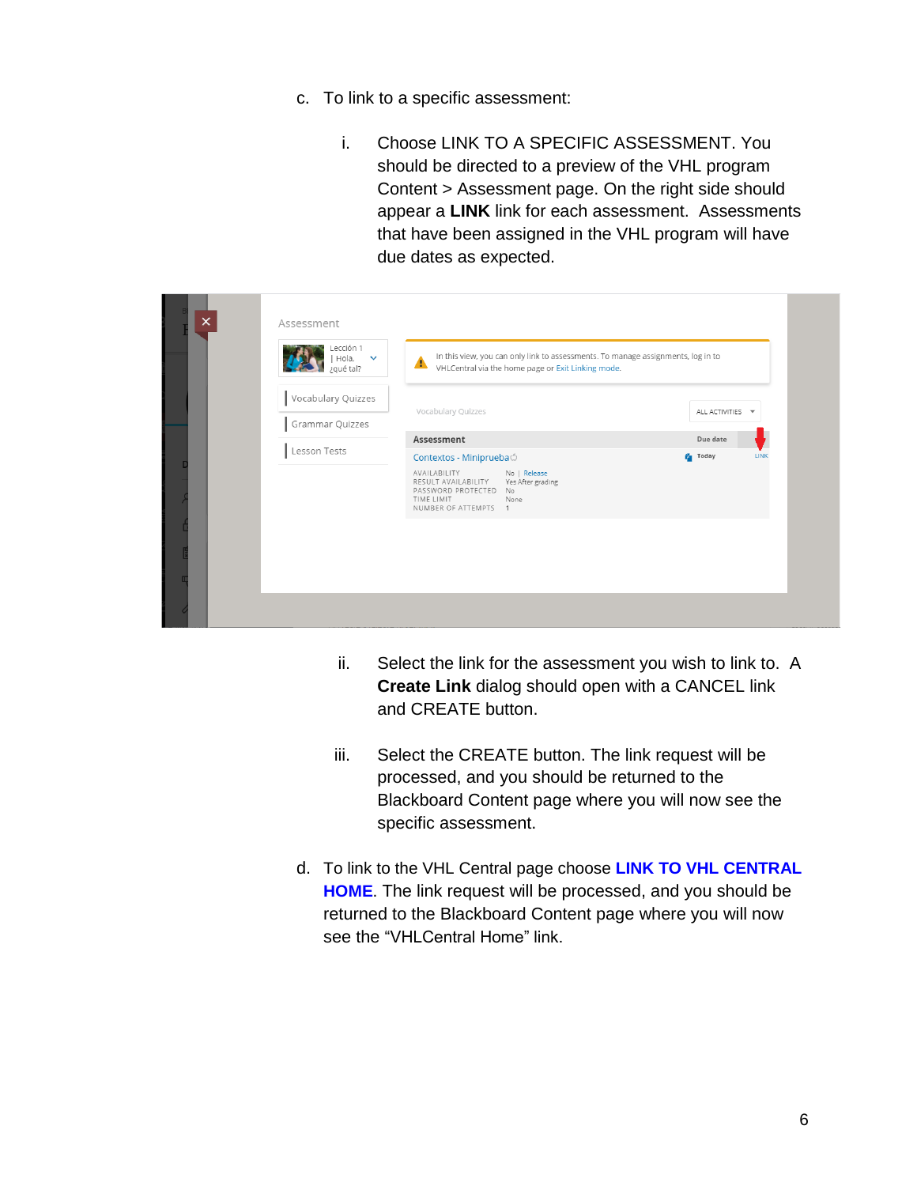c. To link to a specific assessment:

   i. Choose LINK TO A SPECIFIC ASSESSMENT. You should be directed to a preview of the VHL program Content > Assessment page. On the right side should appear a **LINK** link for each assessment. Assessments that have been assigned in the VHL program will have due dates as expected.

   ii. Select the link for the assessment you wish to link to. A **Create Link** dialog should open with a CANCEL link and CREATE button.

   iii. Select the CREATE button. The link request will be processed, and you should be returned to the Blackboard Content page where you will now see the specific assessment.

d. To link to the VHL Central page choose **LINK TO VHL CENTRAL HOME**. The link request will be processed, and you should be returned to the Blackboard Content page where you will now see the "VHLCentral Home" link.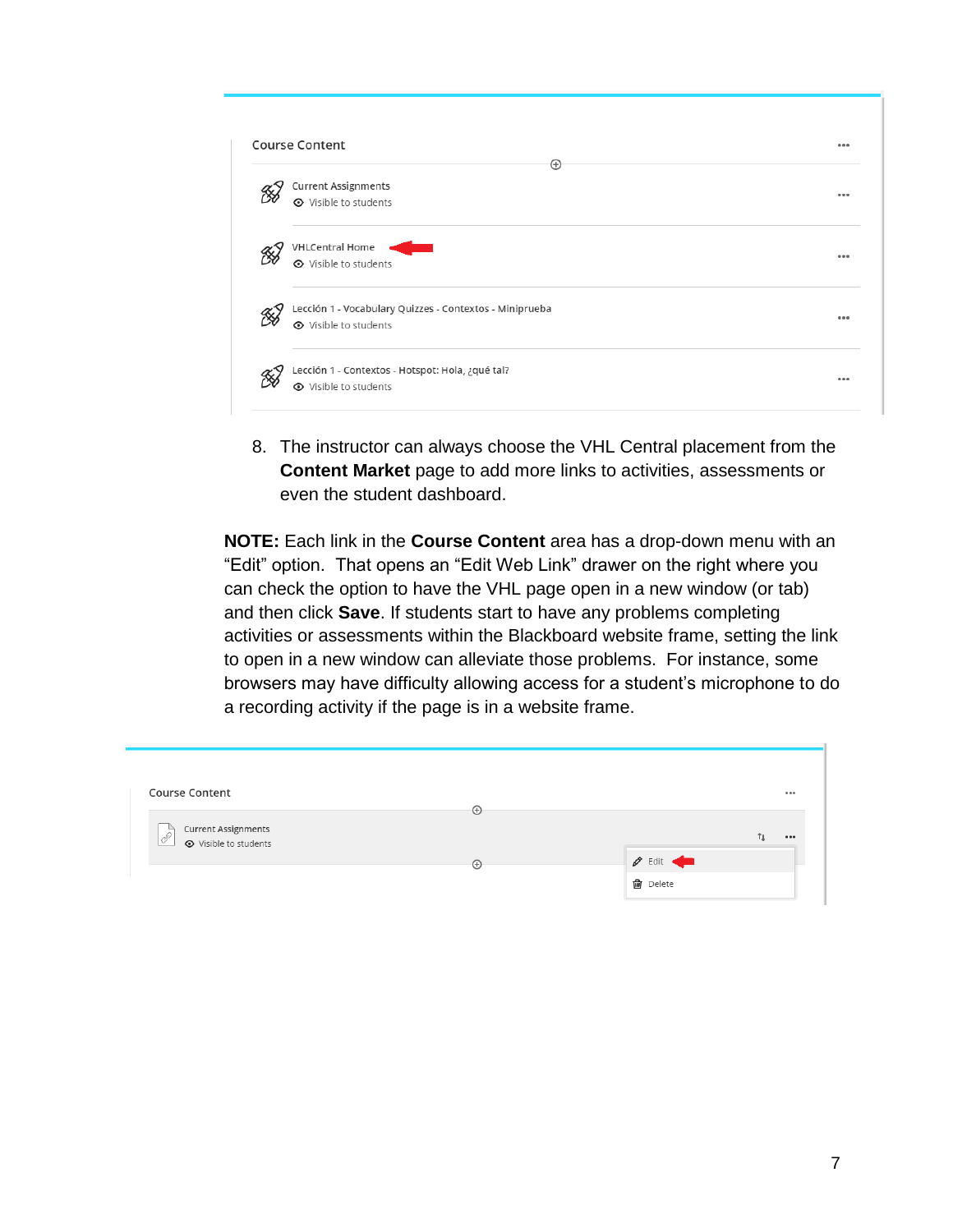8. The instructor can always choose the VHL Central placement from the **Content Market** page to add more links to activities, assessments or even the student dashboard.

**NOTE:** Each link in the **Course Content** area has a drop-down menu with an “Edit” option. That opens an “Edit Web Link” drawer on the right where you can check the option to have the VHL page open in a new window (or tab) and then click **Save**. If students start to have any problems completing activities or assessments within the Blackboard website frame, setting the link to open in a new window can alleviate those problems. For instance, some browsers may have difficulty allowing access for a student’s microphone to do a recording activity if the page is in a website frame.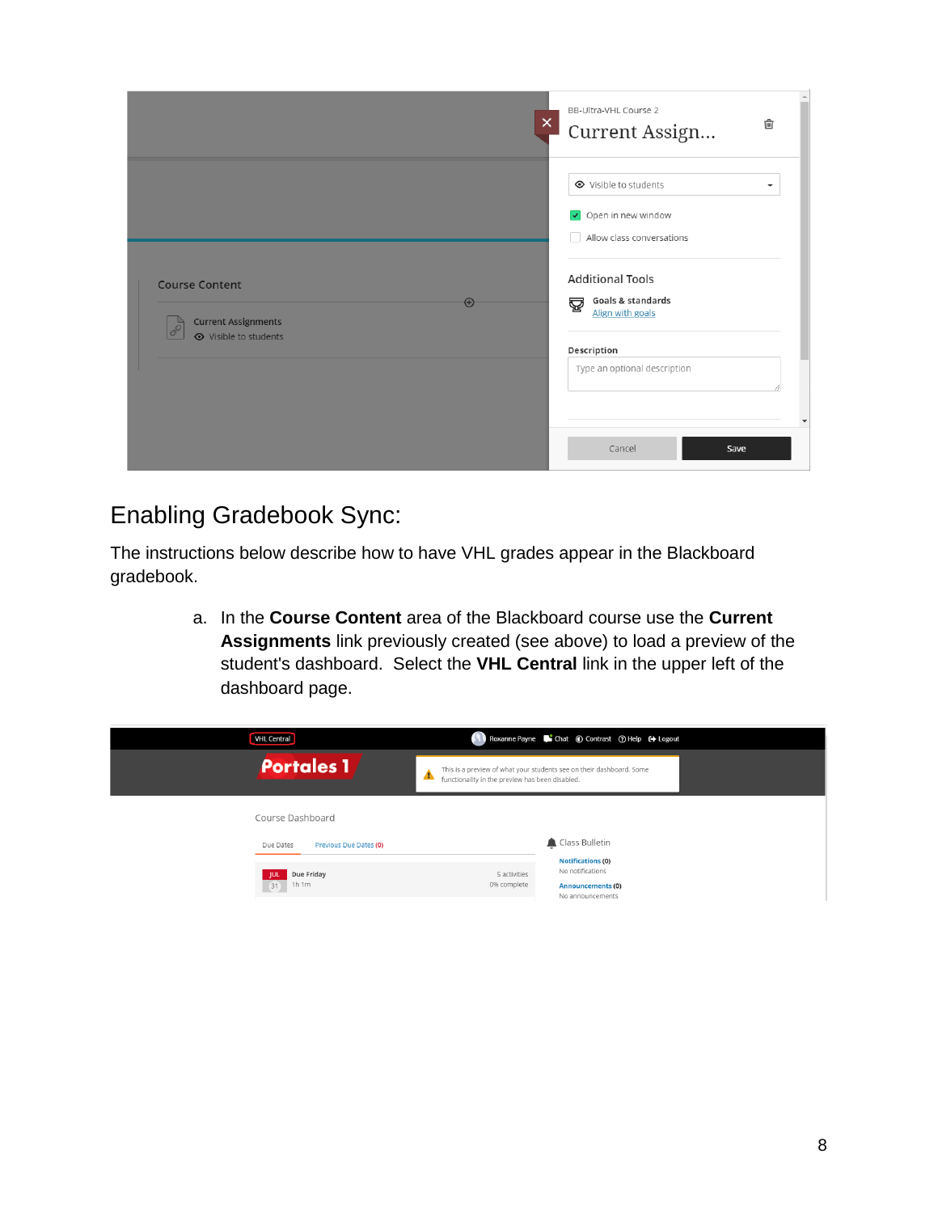## Enabling Gradebook Sync:

The instructions below describe how to have VHL grades appear in the Blackboard gradebook.

a. In the **Course Content** area of the Blackboard course use the **Current Assignments** link previously created (see above) to load a preview of the student's dashboard. Select the **VHL Central** link in the upper left of the dashboard page.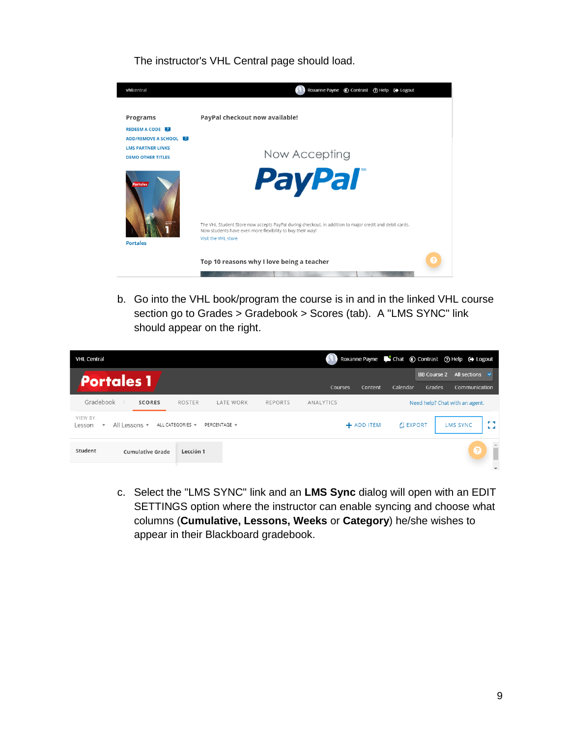The instructor's VHL Central page should load.

b. Go into the VHL book/program the course is in and in the linked VHL course section go to Grades > Gradebook > Scores (tab). A "LMS SYNC" link should appear on the right.

c. Select the "LMS SYNC" link and an **LMS Sync** dialog will open with an EDIT SETTINGS option where the instructor can enable syncing and choose what columns (**Cumulative, Lessons, Weeks** or **Category**) he/she wishes to appear in their Blackboard gradebook.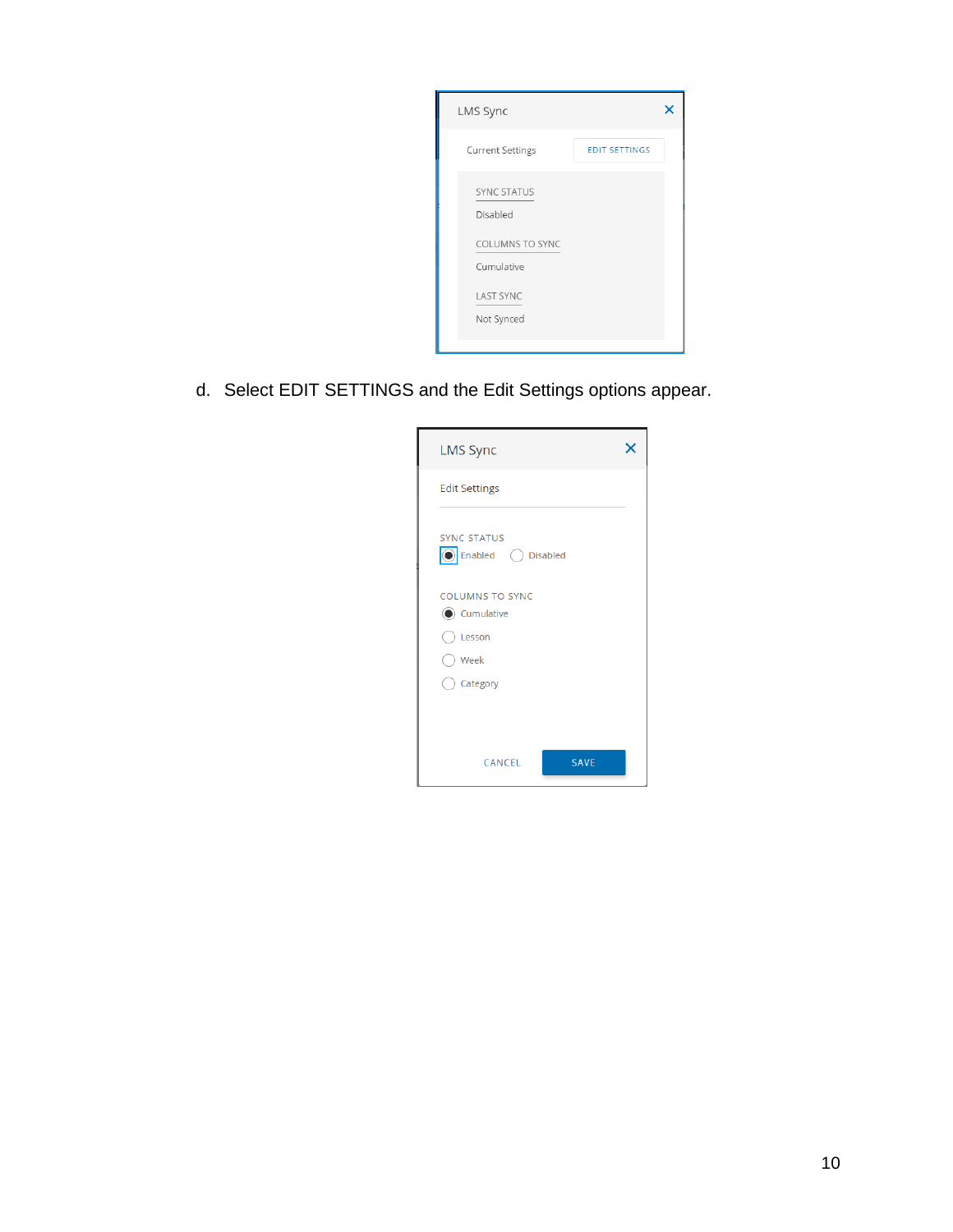LMS Sync

Current Settings

EDIT SETTINGS

SYNC STATUS

Disabled

COLUMNS TO SYNC

Cumulative

LAST SYNC

Not Synced

d. Select EDIT SETTINGS and the Edit Settings options appear.

LMS Sync

Edit Settings

SYNC STATUS

Enabled Disabled

COLUMNS TO SYNC

Cumulative

Lesson

Week

Category

CANCEL SAVE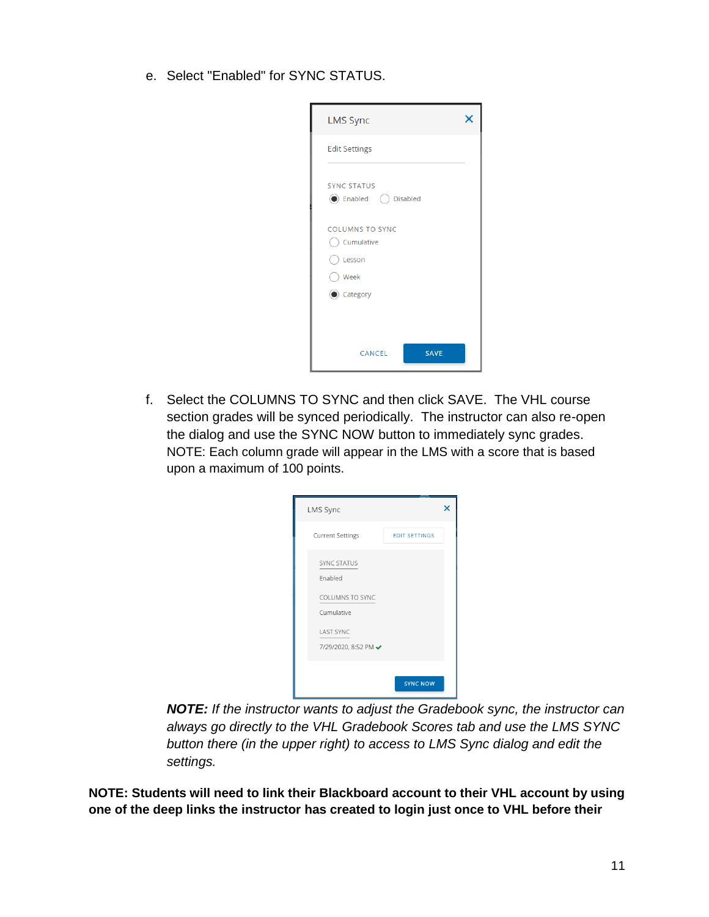e. Select "Enabled" for SYNC STATUS.

f. Select the COLUMNS TO SYNC and then click SAVE. The VHL course section grades will be synced periodically. The instructor can also re-open the dialog and use the SYNC NOW button to immediately sync grades. NOTE: Each column grade will appear in the LMS with a score that is based upon a maximum of 100 points.

***NOTE:*** *If the instructor wants to adjust the Gradebook sync, the instructor can always go directly to the VHL Gradebook Scores tab and use the LMS SYNC button there (in the upper right) to access to LMS Sync dialog and edit the settings.*

**NOTE: Students will need to link their Blackboard account to their VHL account by using one of the deep links the instructor has created to login just once to VHL before their**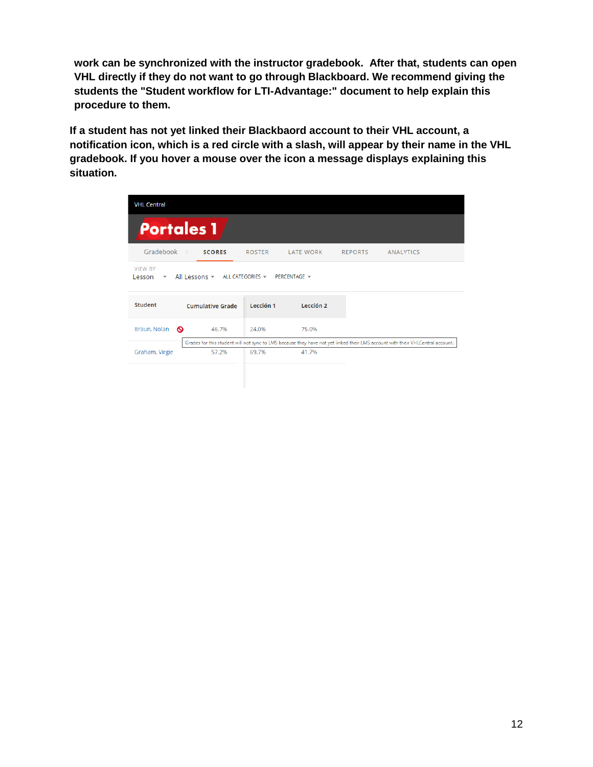**work can be synchronized with the instructor gradebook. After that, students can open VHL directly if they do not want to go through Blackboard. We recommend giving the students the "Student workflow for LTI-Advantage:" document to help explain this procedure to them.**

**If a student has not yet linked their Blackboard account to their VHL account, a notification icon, which is a red circle with a slash, will appear by their name in the VHL gradebook. If you hover a mouse over the icon a message displays explaining this situation.**

VHL Central

Portales 1

Gradebook › SCORES ROSTER LATE WORK REPORTS ANALYTICS

VIEW BY
Lesson ▾ All Lessons ▾ ALL CATEGORIES ▾ PERCENTAGE ▾

| Student | Cumulative Grade | Lección 1 | Lección 2 |
|---|---|---|---|
| Braun, Nolan | 46.7% | 24.0% | 75.0% |
| Graham, Virgie | 57.2% | 69.7% | 41.7% |

Grades for this student will not sync to LMS because they have not yet linked their LMS account with their VHLCentral account.